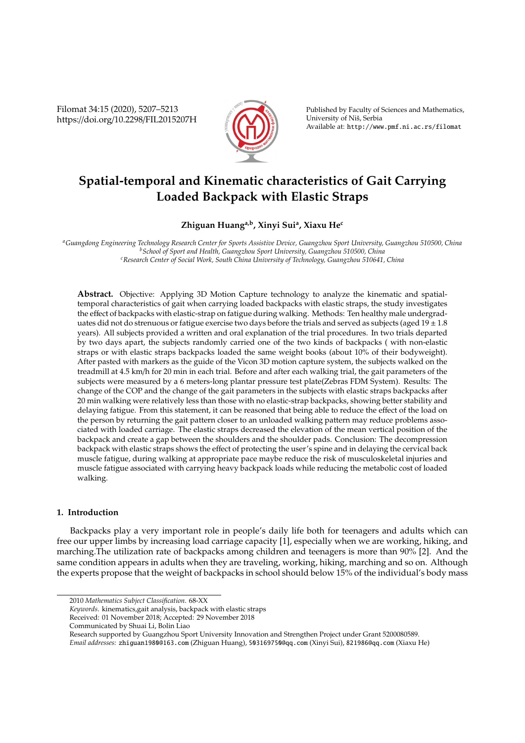# Spatial-temporal and Kinematic characteristics of Gait Carrying Loaded Backpack with Elastic Straps

**Zhiguan Huang[a,b], Xinyi Sui[a], Xiaxu He[c]**

[a] *Guangdong Engineering Technology Research Center for Sports Assistive Device, Guangzhou Sport University, Guangzhou 510500, China*
[b] *School of Sport and Health, Guangzhou Sport University, Guangzhou 510500, China*
[c] *Research Center of Social Work, South China University of Technology, Guangzhou 510641, China*

**Abstract.** Objective: Applying 3D Motion Capture technology to analyze the kinematic and spatial-temporal characteristics of gait when carrying loaded backpacks with elastic straps, the study investigates the effect of backpacks with elastic-strap on fatigue during walking. Methods: Ten healthy male undergraduates did not do strenuous or fatigue exercise two days before the trials and served as subjects (aged $19 \pm 1.8$ years). All subjects provided a written and oral explanation of the trial procedures. In two trials departed by two days apart, the subjects randomly carried one of the two kinds of backpacks ( with non-elastic straps or with elastic straps backpacks loaded the same weight books (about 10% of their bodyweight). After pasted with markers as the guide of the Vicon 3D motion capture system, the subjects walked on the treadmill at 4.5 km/h for 20 min in each trial. Before and after each walking trial, the gait parameters of the subjects were measured by a 6 meters-long plantar pressure test plate(Zebras FDM System). Results: The change of the COP and the change of the gait parameters in the subjects with elastic straps backpacks after 20 min walking were relatively less than those with no elastic-strap backpacks, showing better stability and delaying fatigue. From this statement, it can be reasoned that being able to reduce the effect of the load on the person by returning the gait pattern closer to an unloaded walking pattern may reduce problems associated with loaded carriage. The elastic straps decreased the elevation of the mean vertical position of the backpack and create a gap between the shoulders and the shoulder pads. Conclusion: The decompression backpack with elastic straps shows the effect of protecting the user's spine and in delaying the cervical back muscle fatigue, during walking at appropriate pace maybe reduce the risk of musculoskeletal injuries and muscle fatigue associated with carrying heavy backpack loads while reducing the metabolic cost of loaded walking.

## 1. Introduction

Backpacks play a very important role in people's daily life both for teenagers and adults which can free our upper limbs by increasing load carriage capacity [1], especially when we are working, hiking, and marching.The utilization rate of backpacks among children and teenagers is more than 90% [2]. And the same condition appears in adults when they are traveling, working, hiking, marching and so on. Although the experts propose that the weight of backpacks in school should below 15% of the individual's body mass

---

2010 *Mathematics Subject Classification*. 68-XX

*Keywords*. kinematics,gait analysis, backpack with elastic straps

Received: 01 November 2018; Accepted: 29 November 2018

Communicated by Shuai Li, Bolin Liao

Research supported by Guangzhou Sport University Innovation and Strengthen Project under Grant 5200080589.

*Email addresses:* zhiguan1980@163.com (Zhiguan Huang), 503169750@qq.com (Xinyi Sui), 821986@qq.com (Xiaxu He)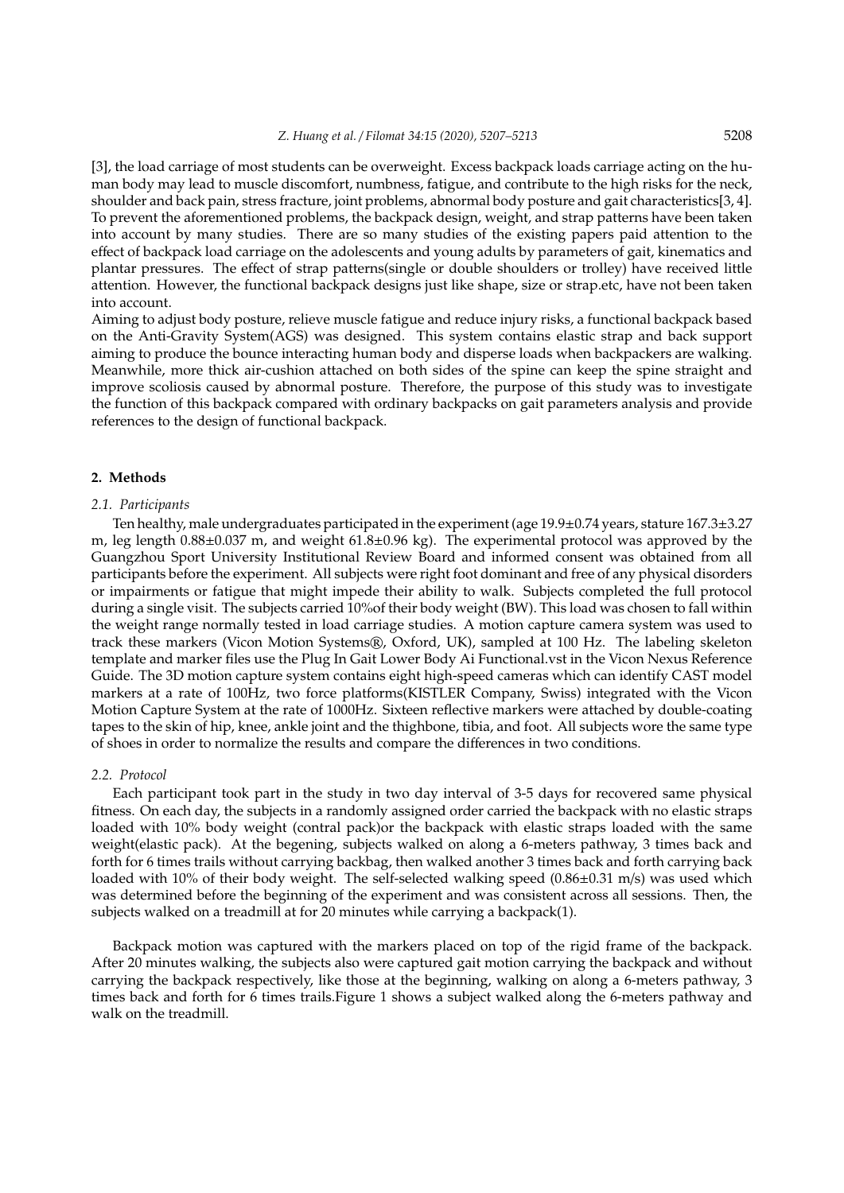[3], the load carriage of most students can be overweight. Excess backpack loads carriage acting on the human body may lead to muscle discomfort, numbness, fatigue, and contribute to the high risks for the neck, shoulder and back pain, stress fracture, joint problems, abnormal body posture and gait characteristics[3, 4]. To prevent the aforementioned problems, the backpack design, weight, and strap patterns have been taken into account by many studies. There are so many studies of the existing papers paid attention to the effect of backpack load carriage on the adolescents and young adults by parameters of gait, kinematics and plantar pressures. The effect of strap patterns(single or double shoulders or trolley) have received little attention. However, the functional backpack designs just like shape, size or strap.etc, have not been taken into account.

Aiming to adjust body posture, relieve muscle fatigue and reduce injury risks, a functional backpack based on the Anti-Gravity System(AGS) was designed. This system contains elastic strap and back support aiming to produce the bounce interacting human body and disperse loads when backpackers are walking. Meanwhile, more thick air-cushion attached on both sides of the spine can keep the spine straight and improve scoliosis caused by abnormal posture. Therefore, the purpose of this study was to investigate the function of this backpack compared with ordinary backpacks on gait parameters analysis and provide references to the design of functional backpack.

## 2. Methods

### 2.1. Participants

Ten healthy, male undergraduates participated in the experiment (age 19.9±0.74 years, stature 167.3±3.27 m, leg length 0.88±0.037 m, and weight 61.8±0.96 kg). The experimental protocol was approved by the Guangzhou Sport University Institutional Review Board and informed consent was obtained from all participants before the experiment. All subjects were right foot dominant and free of any physical disorders or impairments or fatigue that might impede their ability to walk. Subjects completed the full protocol during a single visit. The subjects carried 10%of their body weight (BW). This load was chosen to fall within the weight range normally tested in load carriage studies. A motion capture camera system was used to track these markers (Vicon Motion Systems®, Oxford, UK), sampled at 100 Hz. The labeling skeleton template and marker files use the Plug In Gait Lower Body Ai Functional.vst in the Vicon Nexus Reference Guide. The 3D motion capture system contains eight high-speed cameras which can identify CAST model markers at a rate of 100Hz, two force platforms(KISTLER Company, Swiss) integrated with the Vicon Motion Capture System at the rate of 1000Hz. Sixteen reflective markers were attached by double-coating tapes to the skin of hip, knee, ankle joint and the thighbone, tibia, and foot. All subjects wore the same type of shoes in order to normalize the results and compare the differences in two conditions.

### 2.2. Protocol

Each participant took part in the study in two day interval of 3-5 days for recovered same physical fitness. On each day, the subjects in a randomly assigned order carried the backpack with no elastic straps loaded with 10% body weight (contral pack)or the backpack with elastic straps loaded with the same weight(elastic pack). At the begening, subjects walked on along a 6-meters pathway, 3 times back and forth for 6 times trails without carrying backbag, then walked another 3 times back and forth carrying back loaded with 10% of their body weight. The self-selected walking speed (0.86±0.31 m/s) was used which was determined before the beginning of the experiment and was consistent across all sessions. Then, the subjects walked on a treadmill at for 20 minutes while carrying a backpack(1).

Backpack motion was captured with the markers placed on top of the rigid frame of the backpack. After 20 minutes walking, the subjects also were captured gait motion carrying the backpack and without carrying the backpack respectively, like those at the beginning, walking on along a 6-meters pathway, 3 times back and forth for 6 times trails.Figure 1 shows a subject walked along the 6-meters pathway and walk on the treadmill.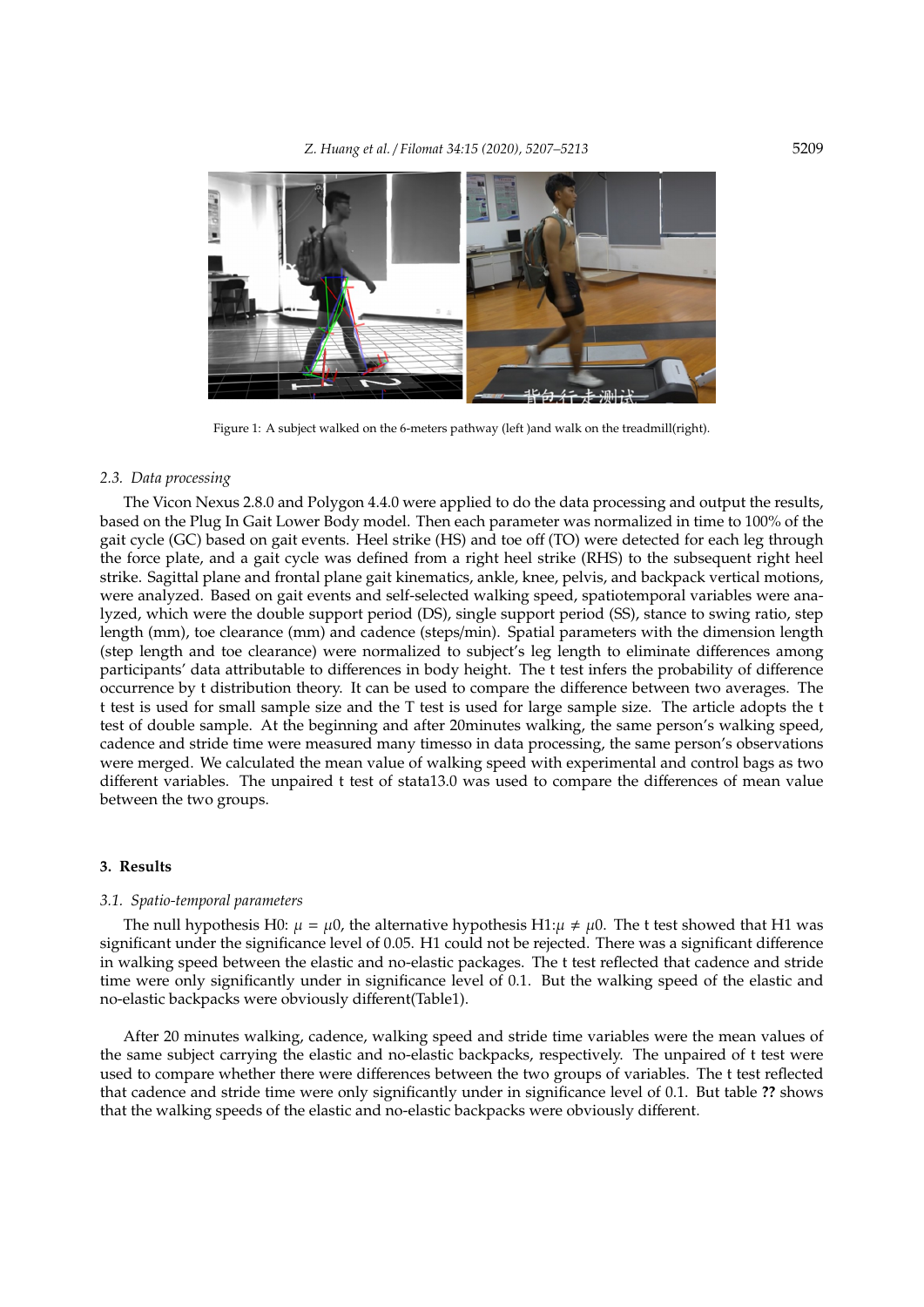Figure 1: A subject walked on the 6-meters pathway (left )and walk on the treadmill(right).

### 2.3. Data processing

The Vicon Nexus 2.8.0 and Polygon 4.4.0 were applied to do the data processing and output the results, based on the Plug In Gait Lower Body model. Then each parameter was normalized in time to 100% of the gait cycle (GC) based on gait events. Heel strike (HS) and toe off (TO) were detected for each leg through the force plate, and a gait cycle was defined from a right heel strike (RHS) to the subsequent right heel strike. Sagittal plane and frontal plane gait kinematics, ankle, knee, pelvis, and backpack vertical motions, were analyzed. Based on gait events and self-selected walking speed, spatiotemporal variables were analyzed, which were the double support period (DS), single support period (SS), stance to swing ratio, step length (mm), toe clearance (mm) and cadence (steps/min). Spatial parameters with the dimension length (step length and toe clearance) were normalized to subject's leg length to eliminate differences among participants' data attributable to differences in body height. The t test infers the probability of difference occurrence by t distribution theory. It can be used to compare the difference between two averages. The t test is used for small sample size and the T test is used for large sample size. The article adopts the t test of double sample. At the beginning and after 20minutes walking, the same person's walking speed, cadence and stride time were measured many timesso in data processing, the same person's observations were merged. We calculated the mean value of walking speed with experimental and control bags as two different variables. The unpaired t test of stata13.0 was used to compare the differences of mean value between the two groups.

## 3. Results

### 3.1. Spatio-temporal parameters

The null hypothesis H0: $\mu = \mu 0$, the alternative hypothesis H1:$\mu \neq \mu 0$. The t test showed that H1 was significant under the significance level of 0.05. H1 could not be rejected. There was a significant difference in walking speed between the elastic and no-elastic packages. The t test reflected that cadence and stride time were only significantly under in significance level of 0.1. But the walking speed of the elastic and no-elastic backpacks were obviously different(Table1).

After 20 minutes walking, cadence, walking speed and stride time variables were the mean values of the same subject carrying the elastic and no-elastic backpacks, respectively. The unpaired of t test were used to compare whether there were differences between the two groups of variables. The t test reflected that cadence and stride time were only significantly under in significance level of 0.1. But table **??** shows that the walking speeds of the elastic and no-elastic backpacks were obviously different.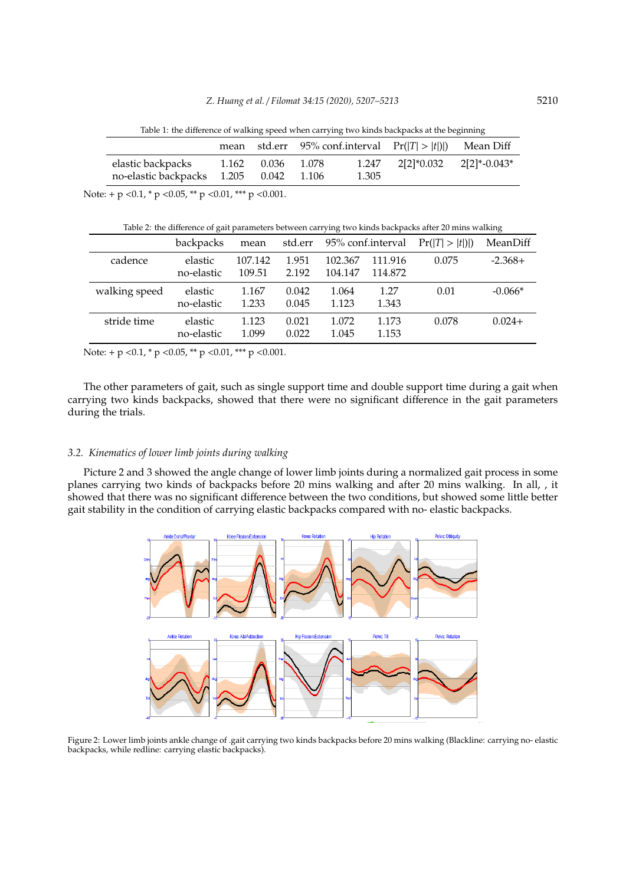Table 1: the difference of walking speed when carrying two kinds backpacks at the beginning

| | mean | std.err | 95% conf.interval | | $Pr(\|T\| > \|t\|)$ | Mean Diff |
|---|---|---|---|---|---|---|
| elastic backpacks | 1.162 | 0.036 | 1.078 | 1.247 | 2[2]*0.032 | 2[2]*-0.043* |
| no-elastic backpacks | 1.205 | 0.042 | 1.106 | 1.305 | | |

Note: + p <0.1, * p <0.05, ** p <0.01, *** p <0.001.

Table 2: the difference of gait parameters between carrying two kinds backpacks after 20 mins walking

| | backpacks | mean | std.err | 95% conf.interval | | $Pr(\|T\| > \|t\|)$ | MeanDiff |
|---|---|---|---|---|---|---|---|
| cadence | elastic | 107.142 | 1.951 | 102.367 | 111.916 | 0.075 | -2.368+ |
| | no-elastic | 109.51 | 2.192 | 104.147 | 114.872 | | |
| walking speed | elastic | 1.167 | 0.042 | 1.064 | 1.27 | 0.01 | -0.066* |
| | no-elastic | 1.233 | 0.045 | 1.123 | 1.343 | | |
| stride time | elastic | 1.123 | 0.021 | 1.072 | 1.173 | 0.078 | 0.024+ |
| | no-elastic | 1.099 | 0.022 | 1.045 | 1.153 | | |

Note: + p <0.1, * p <0.05, ** p <0.01, *** p <0.001.

The other parameters of gait, such as single support time and double support time during a gait when carrying two kinds backpacks, showed that there were no significant difference in the gait parameters during the trials.

### 3.2. *Kinematics of lower limb joints during walking*

Picture 2 and 3 showed the angle change of lower limb joints during a normalized gait process in some planes carrying two kinds of backpacks before 20 mins walking and after 20 mins walking. In all, , it showed that there was no significant difference between the two conditions, but showed some little better gait stability in the condition of carrying elastic backpacks compared with no- elastic backpacks.

Figure 2: Lower limb joints ankle change of .gait carrying two kinds backpacks before 20 mins walking (Blackline: carrying no- elastic backpacks, while redline: carrying elastic backpacks).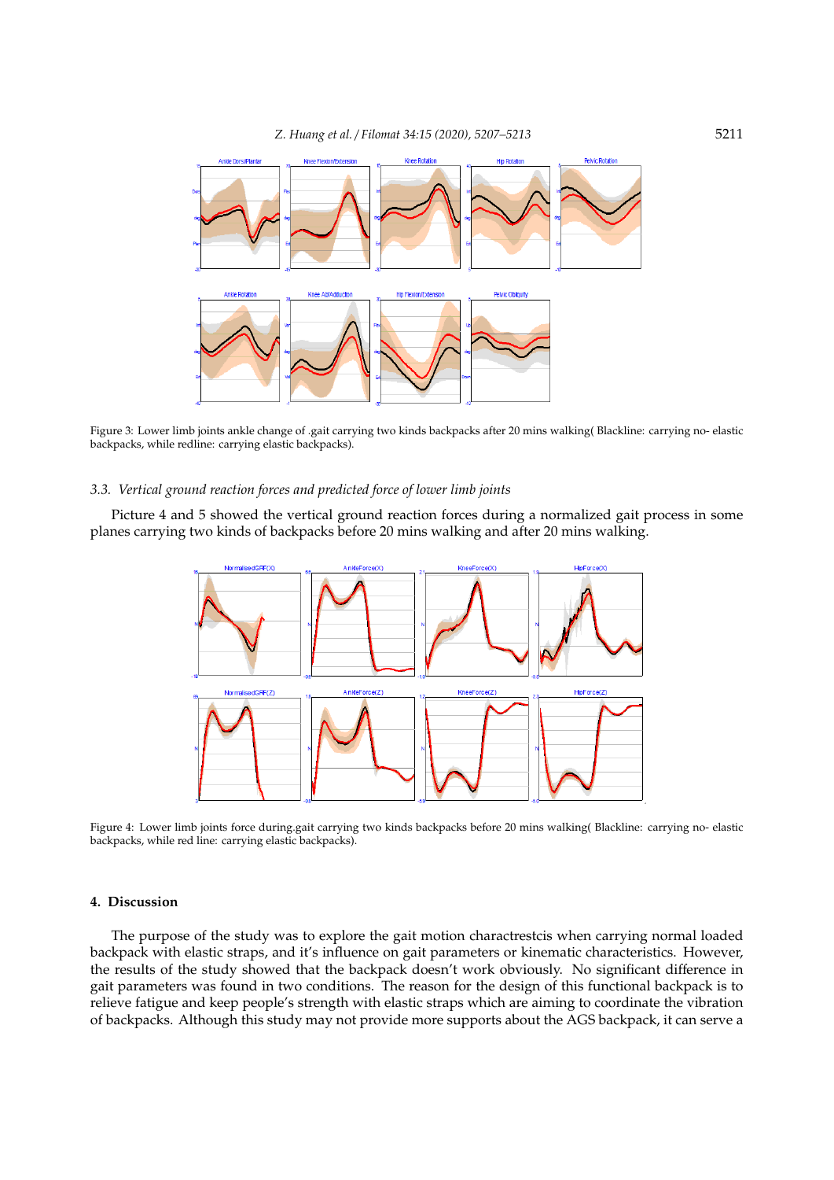Figure 3: Lower limb joints ankle change of .gait carrying two kinds backpacks after 20 mins walking( Blackline: carrying no- elastic backpacks, while redline: carrying elastic backpacks).

### 3.3. Vertical ground reaction forces and predicted force of lower limb joints

Picture 4 and 5 showed the vertical ground reaction forces during a normalized gait process in some planes carrying two kinds of backpacks before 20 mins walking and after 20 mins walking.

Figure 4: Lower limb joints force during.gait carrying two kinds backpacks before 20 mins walking( Blackline: carrying no- elastic backpacks, while red line: carrying elastic backpacks).

## 4. Discussion

The purpose of the study was to explore the gait motion charactrestcis when carrying normal loaded backpack with elastic straps, and it's influence on gait parameters or kinematic characteristics. However, the results of the study showed that the backpack doesn't work obviously. No significant difference in gait parameters was found in two conditions. The reason for the design of this functional backpack is to relieve fatigue and keep people's strength with elastic straps which are aiming to coordinate the vibration of backpacks. Although this study may not provide more supports about the AGS backpack, it can serve a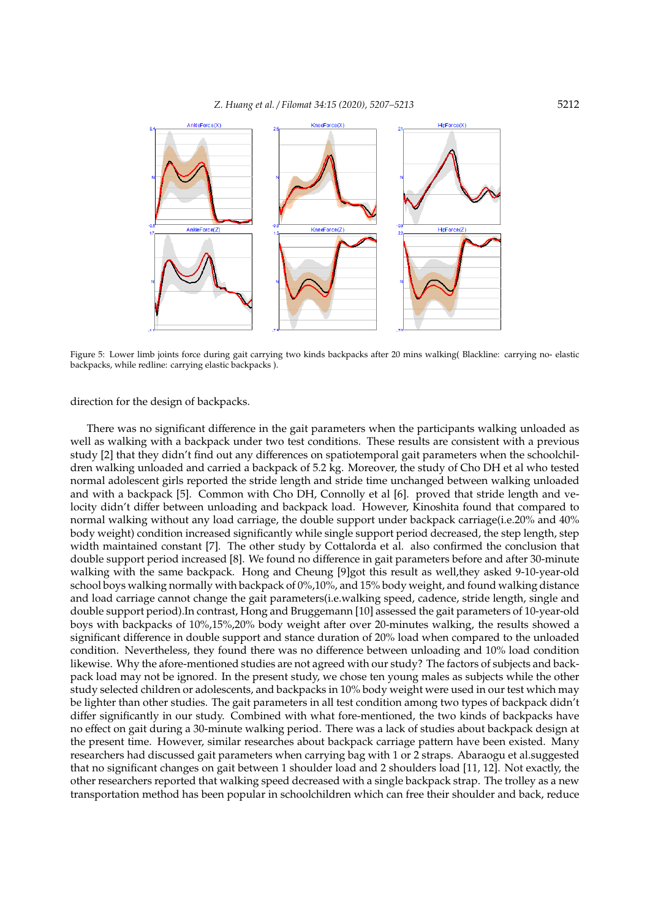Figure 5: Lower limb joints force during gait carrying two kinds backpacks after 20 mins walking( Blackline: carrying no- elastic backpacks, while redline: carrying elastic backpacks ).

direction for the design of backpacks.

There was no significant difference in the gait parameters when the participants walking unloaded as well as walking with a backpack under two test conditions. These results are consistent with a previous study [2] that they didn't find out any differences on spatiotemporal gait parameters when the schoolchildren walking unloaded and carried a backpack of 5.2 kg. Moreover, the study of Cho DH et al who tested normal adolescent girls reported the stride length and stride time unchanged between walking unloaded and with a backpack [5]. Common with Cho DH, Connolly et al [6]. proved that stride length and velocity didn't differ between unloading and backpack load. However, Kinoshita found that compared to normal walking without any load carriage, the double support under backpack carriage(i.e.20% and 40% body weight) condition increased significantly while single support period decreased, the step length, step width maintained constant [7]. The other study by Cottalorda et al. also confirmed the conclusion that double support period increased [8]. We found no difference in gait parameters before and after 30-minute walking with the same backpack. Hong and Cheung [9]got this result as well,they asked 9-10-year-old school boys walking normally with backpack of 0%,10%, and 15% body weight, and found walking distance and load carriage cannot change the gait parameters(i.e.walking speed, cadence, stride length, single and double support period).In contrast, Hong and Bruggemann [10] assessed the gait parameters of 10-year-old boys with backpacks of 10%,15%,20% body weight after over 20-minutes walking, the results showed a significant difference in double support and stance duration of 20% load when compared to the unloaded condition. Nevertheless, they found there was no difference between unloading and 10% load condition likewise. Why the afore-mentioned studies are not agreed with our study? The factors of subjects and backpack load may not be ignored. In the present study, we chose ten young males as subjects while the other study selected children or adolescents, and backpacks in 10% body weight were used in our test which may be lighter than other studies. The gait parameters in all test condition among two types of backpack didn't differ significantly in our study. Combined with what fore-mentioned, the two kinds of backpacks have no effect on gait during a 30-minute walking period. There was a lack of studies about backpack design at the present time. However, similar researches about backpack carriage pattern have been existed. Many researchers had discussed gait parameters when carrying bag with 1 or 2 straps. Abaraogu et al.suggested that no significant changes on gait between 1 shoulder load and 2 shoulders load [11, 12]. Not exactly, the other researchers reported that walking speed decreased with a single backpack strap. The trolley as a new transportation method has been popular in schoolchildren which can free their shoulder and back, reduce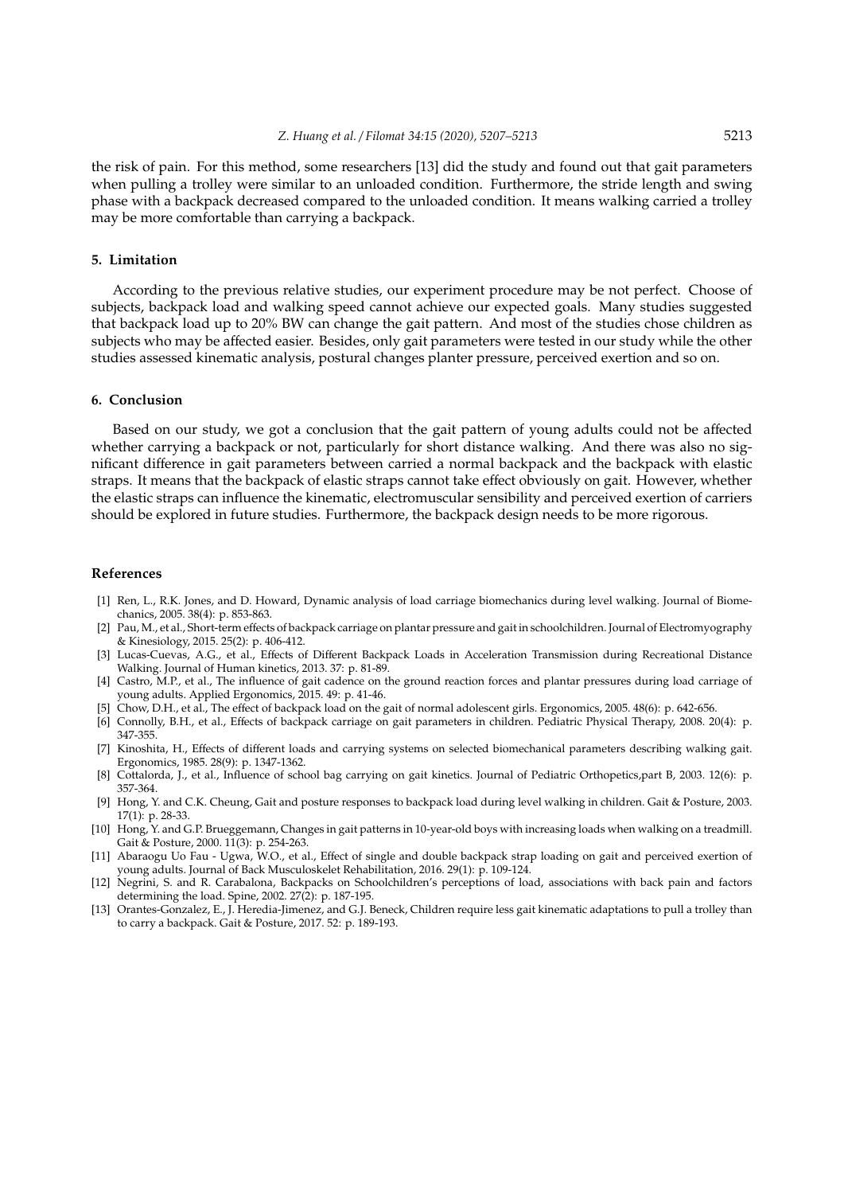the risk of pain. For this method, some researchers [13] did the study and found out that gait parameters when pulling a trolley were similar to an unloaded condition. Furthermore, the stride length and swing phase with a backpack decreased compared to the unloaded condition. It means walking carried a trolley may be more comfortable than carrying a backpack.

## 5. Limitation

According to the previous relative studies, our experiment procedure may be not perfect. Choose of subjects, backpack load and walking speed cannot achieve our expected goals. Many studies suggested that backpack load up to 20% BW can change the gait pattern. And most of the studies chose children as subjects who may be affected easier. Besides, only gait parameters were tested in our study while the other studies assessed kinematic analysis, postural changes planter pressure, perceived exertion and so on.

## 6. Conclusion

Based on our study, we got a conclusion that the gait pattern of young adults could not be affected whether carrying a backpack or not, particularly for short distance walking. And there was also no significant difference in gait parameters between carried a normal backpack and the backpack with elastic straps. It means that the backpack of elastic straps cannot take effect obviously on gait. However, whether the elastic straps can influence the kinematic, electromuscular sensibility and perceived exertion of carriers should be explored in future studies. Furthermore, the backpack design needs to be more rigorous.

## References

[1] Ren, L., R.K. Jones, and D. Howard, Dynamic analysis of load carriage biomechanics during level walking. Journal of Biomechanics, 2005. 38(4): p. 853-863.

[2] Pau, M., et al., Short-term effects of backpack carriage on plantar pressure and gait in schoolchildren. Journal of Electromyography & Kinesiology, 2015. 25(2): p. 406-412.

[3] Lucas-Cuevas, A.G., et al., Effects of Different Backpack Loads in Acceleration Transmission during Recreational Distance Walking. Journal of Human kinetics, 2013. 37: p. 81-89.

[4] Castro, M.P., et al., The influence of gait cadence on the ground reaction forces and plantar pressures during load carriage of young adults. Applied Ergonomics, 2015. 49: p. 41-46.

[5] Chow, D.H., et al., The effect of backpack load on the gait of normal adolescent girls. Ergonomics, 2005. 48(6): p. 642-656.

[6] Connolly, B.H., et al., Effects of backpack carriage on gait parameters in children. Pediatric Physical Therapy, 2008. 20(4): p. 347-355.

[7] Kinoshita, H., Effects of different loads and carrying systems on selected biomechanical parameters describing walking gait. Ergonomics, 1985. 28(9): p. 1347-1362.

[8] Cottalorda, J., et al., Influence of school bag carrying on gait kinetics. Journal of Pediatric Orthopetics,part B, 2003. 12(6): p. 357-364.

[9] Hong, Y. and C.K. Cheung, Gait and posture responses to backpack load during level walking in children. Gait & Posture, 2003. 17(1): p. 28-33.

[10] Hong, Y. and G.P. Brueggemann, Changes in gait patterns in 10-year-old boys with increasing loads when walking on a treadmill. Gait & Posture, 2000. 11(3): p. 254-263.

[11] Abaraogu Uo Fau - Ugwa, W.O., et al., Effect of single and double backpack strap loading on gait and perceived exertion of young adults. Journal of Back Musculoskelet Rehabilitation, 2016. 29(1): p. 109-124.

[12] Negrini, S. and R. Carabalona, Backpacks on Schoolchildren's perceptions of load, associations with back pain and factors determining the load. Spine, 2002. 27(2): p. 187-195.

[13] Orantes-Gonzalez, E., J. Heredia-Jimenez, and G.J. Beneck, Children require less gait kinematic adaptations to pull a trolley than to carry a backpack. Gait & Posture, 2017. 52: p. 189-193.